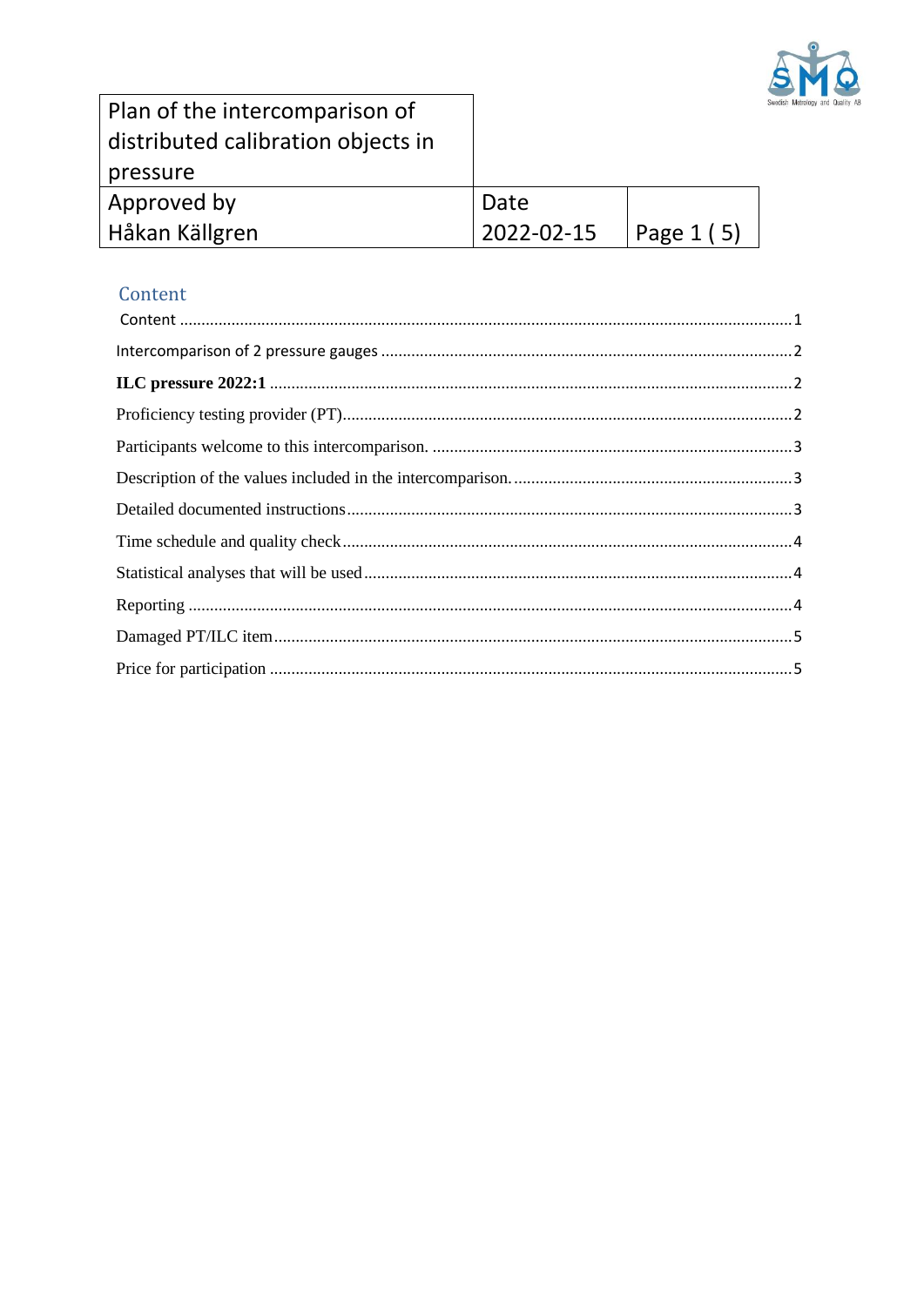| Plan of the intercomparison of distributed calibration objects in pressure | | |
|---|---|---|
| Approved by<br>Håkan Källgren | Date<br>2022-02-15 | Page 1 ( 5) |

## Content

Content ..... 1

Intercomparison of 2 pressure gauges ..... 2

**ILC pressure 2022:1** ..... 2

Proficiency testing provider (PT) ..... 2

Participants welcome to this intercomparison. ..... 3

Description of the values included in the intercomparison. ..... 3

Detailed documented instructions ..... 3

Time schedule and quality check ..... 4

Statistical analyses that will be used ..... 4

Reporting ..... 4

Damaged PT/ILC item ..... 5

Price for participation ..... 5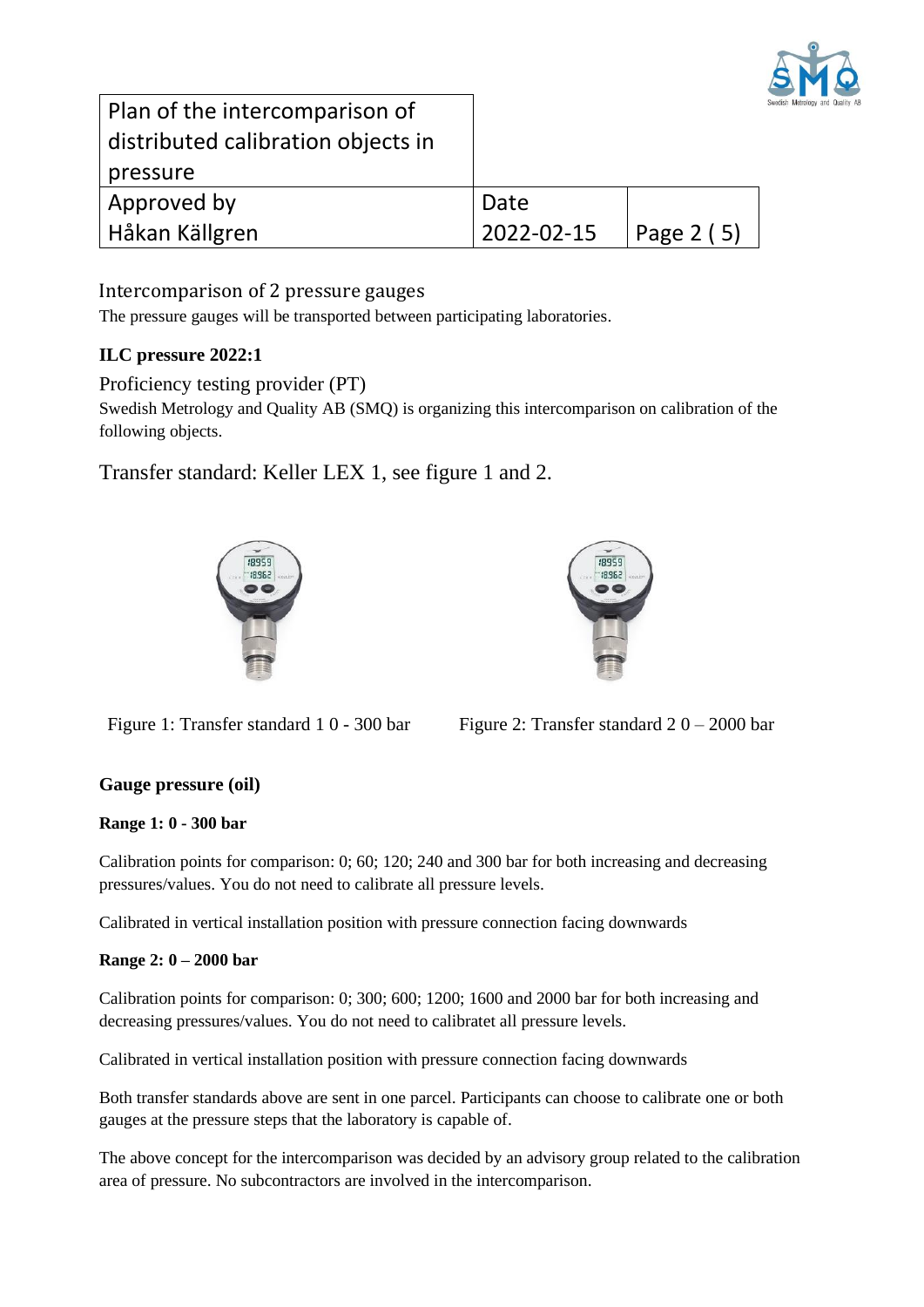## Intercomparison of 2 pressure gauges

The pressure gauges will be transported between participating laboratories.

**ILC pressure 2022:1**

### Proficiency testing provider (PT)

Swedish Metrology and Quality AB (SMQ) is organizing this intercomparison on calibration of the following objects.

## Transfer standard: Keller LEX 1, see figure 1 and 2.

Figure 1: Transfer standard 1 0 - 300 bar

Figure 2: Transfer standard 2 0 – 2000 bar

**Gauge pressure (oil)**

**Range 1: 0 - 300 bar**

Calibration points for comparison: 0; 60; 120; 240 and 300 bar for both increasing and decreasing pressures/values. You do not need to calibrate all pressure levels.

Calibrated in vertical installation position with pressure connection facing downwards

**Range 2: 0 – 2000 bar**

Calibration points for comparison: 0; 300; 600; 1200; 1600 and 2000 bar for both increasing and decreasing pressures/values. You do not need to calibratet all pressure levels.

Calibrated in vertical installation position with pressure connection facing downwards

Both transfer standards above are sent in one parcel. Participants can choose to calibrate one or both gauges at the pressure steps that the laboratory is capable of.

The above concept for the intercomparison was decided by an advisory group related to the calibration area of pressure. No subcontractors are involved in the intercomparison.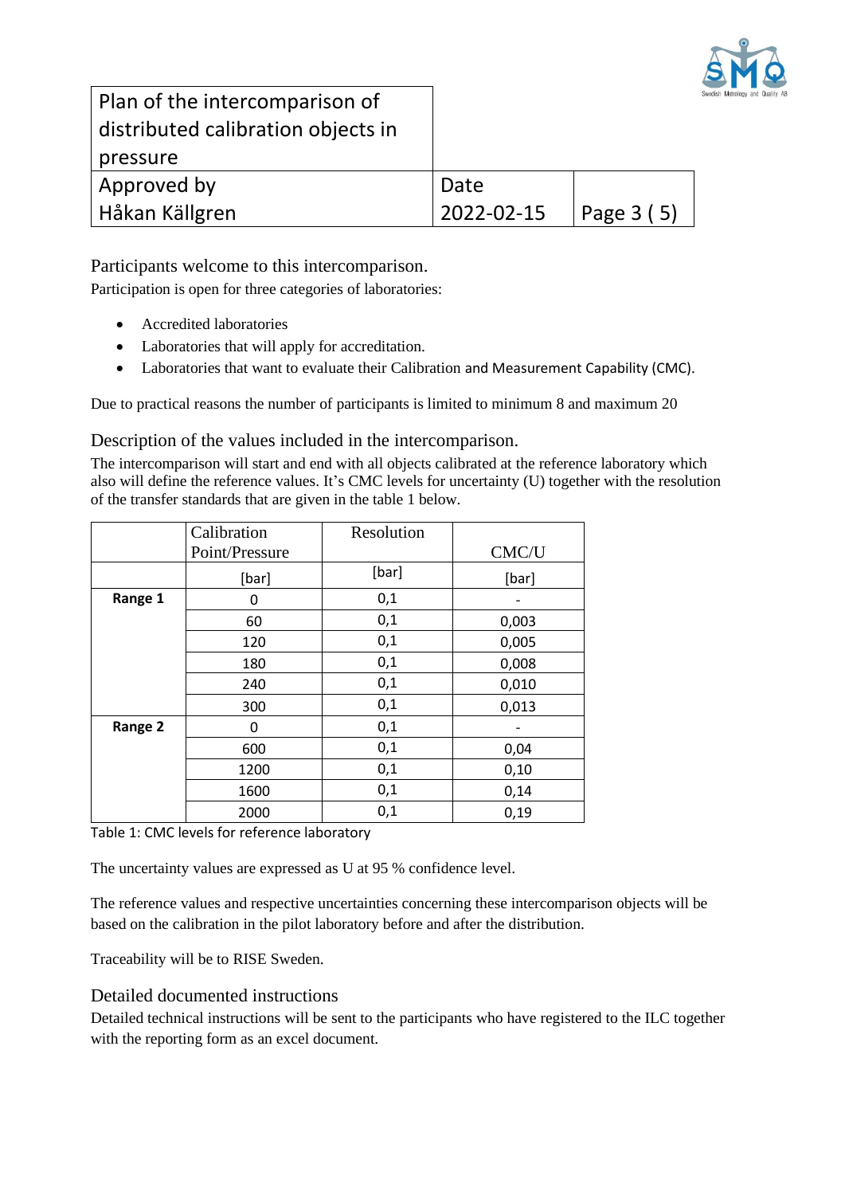## Participants welcome to this intercomparison.

Participation is open for three categories of laboratories:

- Accredited laboratories
- Laboratories that will apply for accreditation.
- Laboratories that want to evaluate their Calibration and Measurement Capability (CMC).

Due to practical reasons the number of participants is limited to minimum 8 and maximum 20

## Description of the values included in the intercomparison.

The intercomparison will start and end with all objects calibrated at the reference laboratory which also will define the reference values. It's CMC levels for uncertainty (U) together with the resolution of the transfer standards that are given in the table 1 below.

| | Calibration Point/Pressure | Resolution | CMC/U |
|---|---|---|---|
| | [bar] | [bar] | [bar] |
| **Range 1** | 0 | 0,1 | - |
| | 60 | 0,1 | 0,003 |
| | 120 | 0,1 | 0,005 |
| | 180 | 0,1 | 0,008 |
| | 240 | 0,1 | 0,010 |
| | 300 | 0,1 | 0,013 |
| **Range 2** | 0 | 0,1 | - |
| | 600 | 0,1 | 0,04 |
| | 1200 | 0,1 | 0,10 |
| | 1600 | 0,1 | 0,14 |
| | 2000 | 0,1 | 0,19 |

Table 1: CMC levels for reference laboratory

The uncertainty values are expressed as U at 95 % confidence level.

The reference values and respective uncertainties concerning these intercomparison objects will be based on the calibration in the pilot laboratory before and after the distribution.

Traceability will be to RISE Sweden.

## Detailed documented instructions

Detailed technical instructions will be sent to the participants who have registered to the ILC together with the reporting form as an excel document.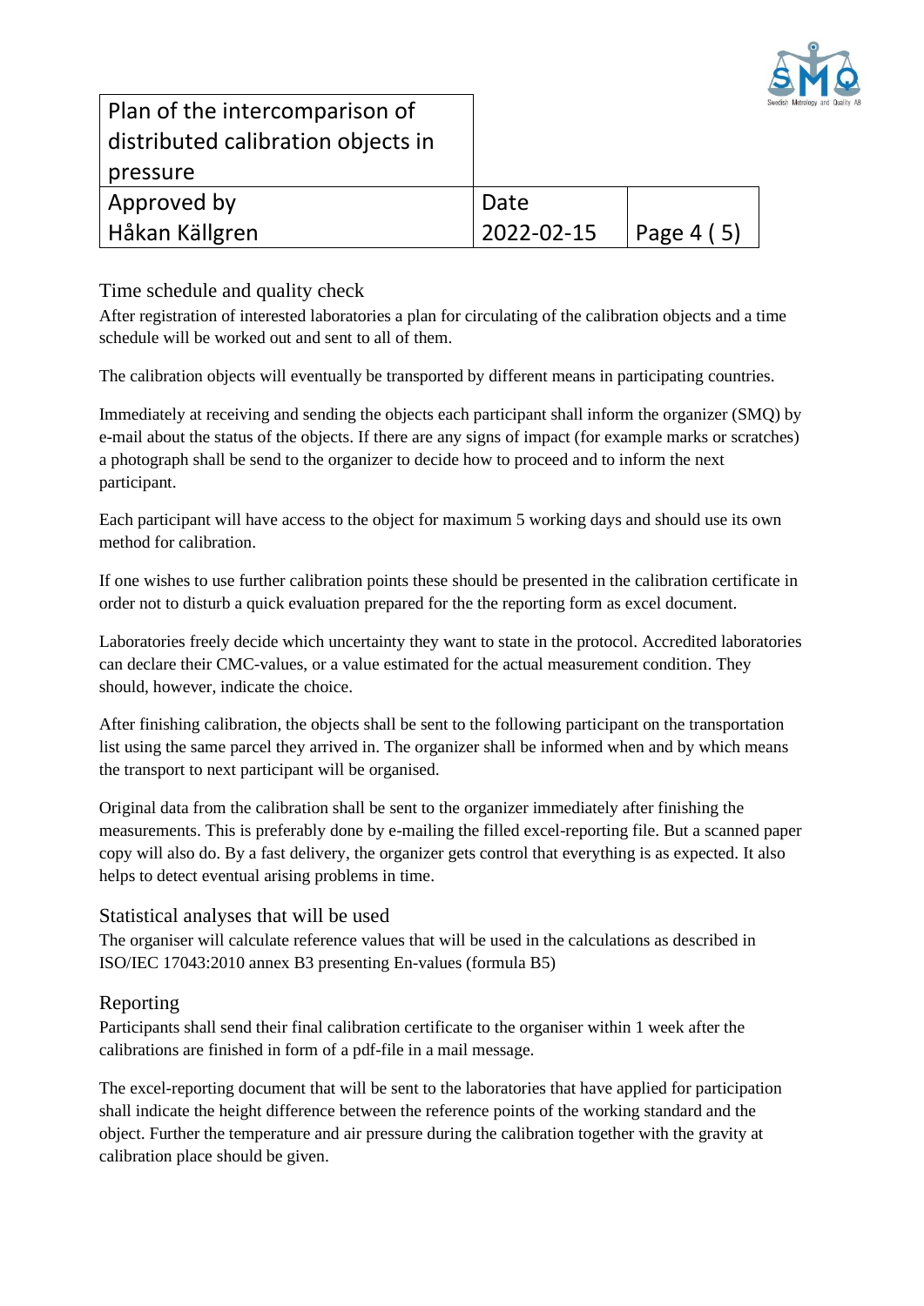## Time schedule and quality check

After registration of interested laboratories a plan for circulating of the calibration objects and a time schedule will be worked out and sent to all of them.

The calibration objects will eventually be transported by different means in participating countries.

Immediately at receiving and sending the objects each participant shall inform the organizer (SMQ) by e-mail about the status of the objects. If there are any signs of impact (for example marks or scratches) a photograph shall be send to the organizer to decide how to proceed and to inform the next participant.

Each participant will have access to the object for maximum 5 working days and should use its own method for calibration.

If one wishes to use further calibration points these should be presented in the calibration certificate in order not to disturb a quick evaluation prepared for the the reporting form as excel document.

Laboratories freely decide which uncertainty they want to state in the protocol. Accredited laboratories can declare their CMC-values, or a value estimated for the actual measurement condition. They should, however, indicate the choice.

After finishing calibration, the objects shall be sent to the following participant on the transportation list using the same parcel they arrived in. The organizer shall be informed when and by which means the transport to next participant will be organised.

Original data from the calibration shall be sent to the organizer immediately after finishing the measurements. This is preferably done by e-mailing the filled excel-reporting file. But a scanned paper copy will also do. By a fast delivery, the organizer gets control that everything is as expected. It also helps to detect eventual arising problems in time.

## Statistical analyses that will be used

The organiser will calculate reference values that will be used in the calculations as described in ISO/IEC 17043:2010 annex B3 presenting En-values (formula B5)

## Reporting

Participants shall send their final calibration certificate to the organiser within 1 week after the calibrations are finished in form of a pdf-file in a mail message.

The excel-reporting document that will be sent to the laboratories that have applied for participation shall indicate the height difference between the reference points of the working standard and the object. Further the temperature and air pressure during the calibration together with the gravity at calibration place should be given.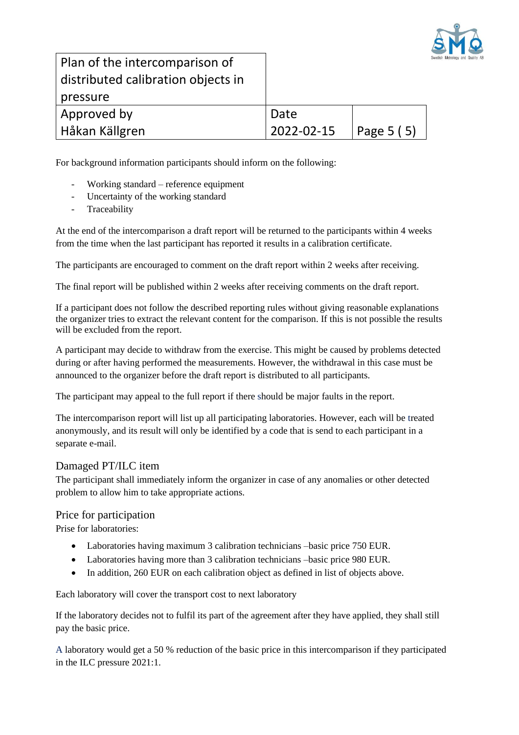For background information participants should inform on the following:

- Working standard – reference equipment
- Uncertainty of the working standard
- Traceability

At the end of the intercomparison a draft report will be returned to the participants within 4 weeks from the time when the last participant has reported it results in a calibration certificate.

The participants are encouraged to comment on the draft report within 2 weeks after receiving.

The final report will be published within 2 weeks after receiving comments on the draft report.

If a participant does not follow the described reporting rules without giving reasonable explanations the organizer tries to extract the relevant content for the comparison. If this is not possible the results will be excluded from the report.

A participant may decide to withdraw from the exercise. This might be caused by problems detected during or after having performed the measurements. However, the withdrawal in this case must be announced to the organizer before the draft report is distributed to all participants.

The participant may appeal to the full report if there should be major faults in the report.

The intercomparison report will list up all participating laboratories. However, each will be treated anonymously, and its result will only be identified by a code that is send to each participant in a separate e-mail.

## Damaged PT/ILC item

The participant shall immediately inform the organizer in case of any anomalies or other detected problem to allow him to take appropriate actions.

## Price for participation

Prise for laboratories:

- Laboratories having maximum 3 calibration technicians –basic price 750 EUR.
- Laboratories having more than 3 calibration technicians –basic price 980 EUR.
- In addition, 260 EUR on each calibration object as defined in list of objects above.

Each laboratory will cover the transport cost to next laboratory

If the laboratory decides not to fulfil its part of the agreement after they have applied, they shall still pay the basic price.

A laboratory would get a 50 % reduction of the basic price in this intercomparison if they participated in the ILC pressure 2021:1.